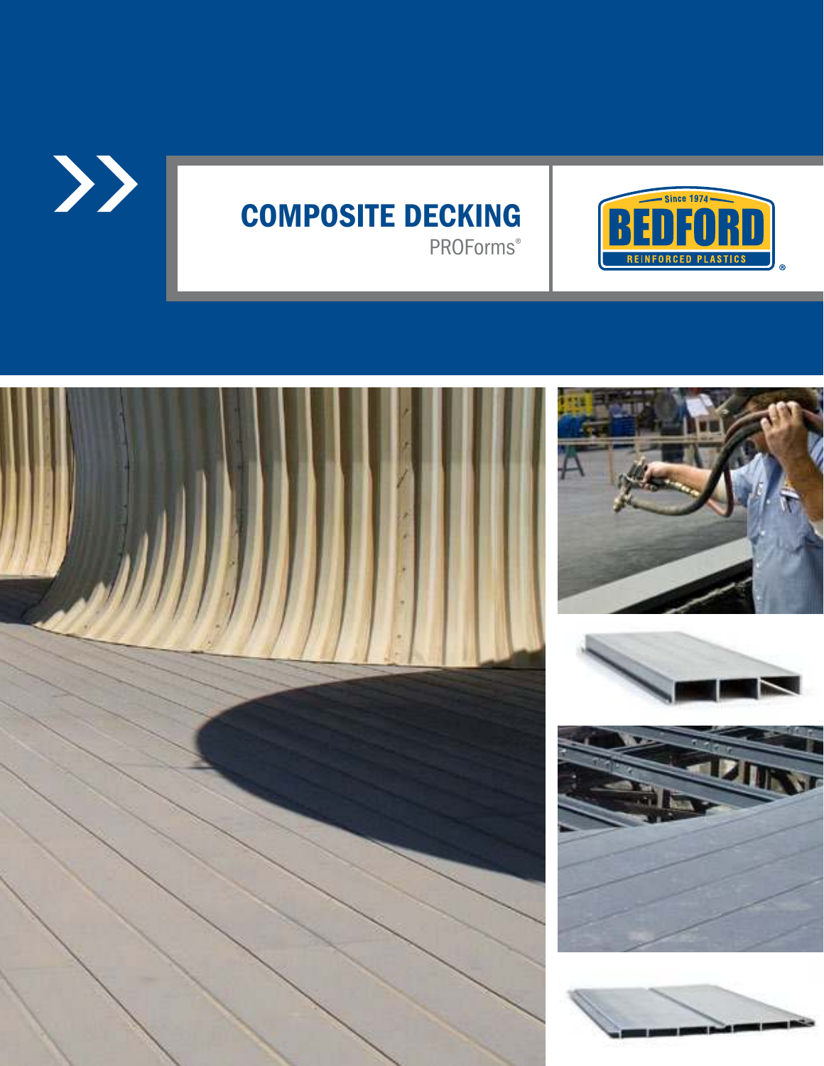# COMPOSITE DECKING

PROForms®

Since 1974

BEDFORD

REINFORCED PLASTICS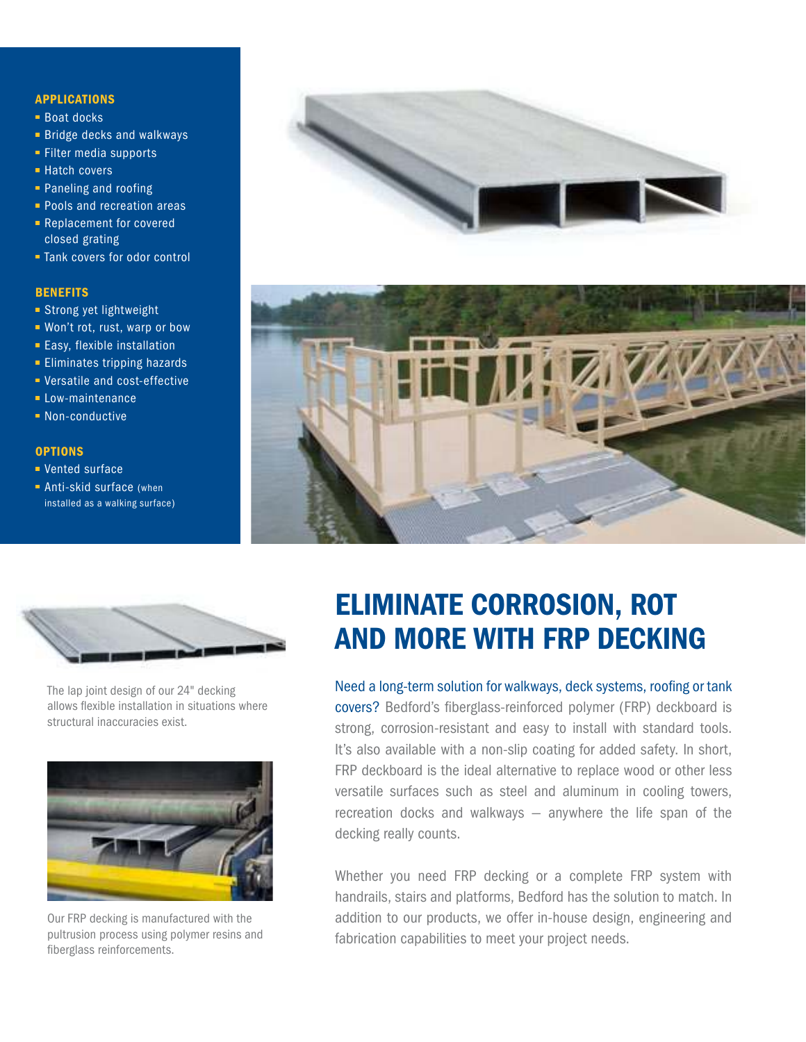### APPLICATIONS

- Boat docks
- Bridge decks and walkways
- Filter media supports
- Hatch covers
- Paneling and roofing
- Pools and recreation areas
- Replacement for covered closed grating
- Tank covers for odor control

### BENEFITS

- Strong yet lightweight
- Won't rot, rust, warp or bow
- Easy, flexible installation
- Eliminates tripping hazards
- Versatile and cost-effective
- Low-maintenance
- Non-conductive

### OPTIONS

- Vented surface
- Anti-skid surface (when installed as a walking surface)

The lap joint design of our 24" decking allows flexible installation in situations where structural inaccuracies exist.

Our FRP decking is manufactured with the pultrusion process using polymer resins and fiberglass reinforcements.

# ELIMINATE CORROSION, ROT AND MORE WITH FRP DECKING

Need a long-term solution for walkways, deck systems, roofing or tank covers? Bedford's fiberglass-reinforced polymer (FRP) deckboard is strong, corrosion-resistant and easy to install with standard tools. It's also available with a non-slip coating for added safety. In short, FRP deckboard is the ideal alternative to replace wood or other less versatile surfaces such as steel and aluminum in cooling towers, recreation docks and walkways – anywhere the life span of the decking really counts.

Whether you need FRP decking or a complete FRP system with handrails, stairs and platforms, Bedford has the solution to match. In addition to our products, we offer in-house design, engineering and fabrication capabilities to meet your project needs.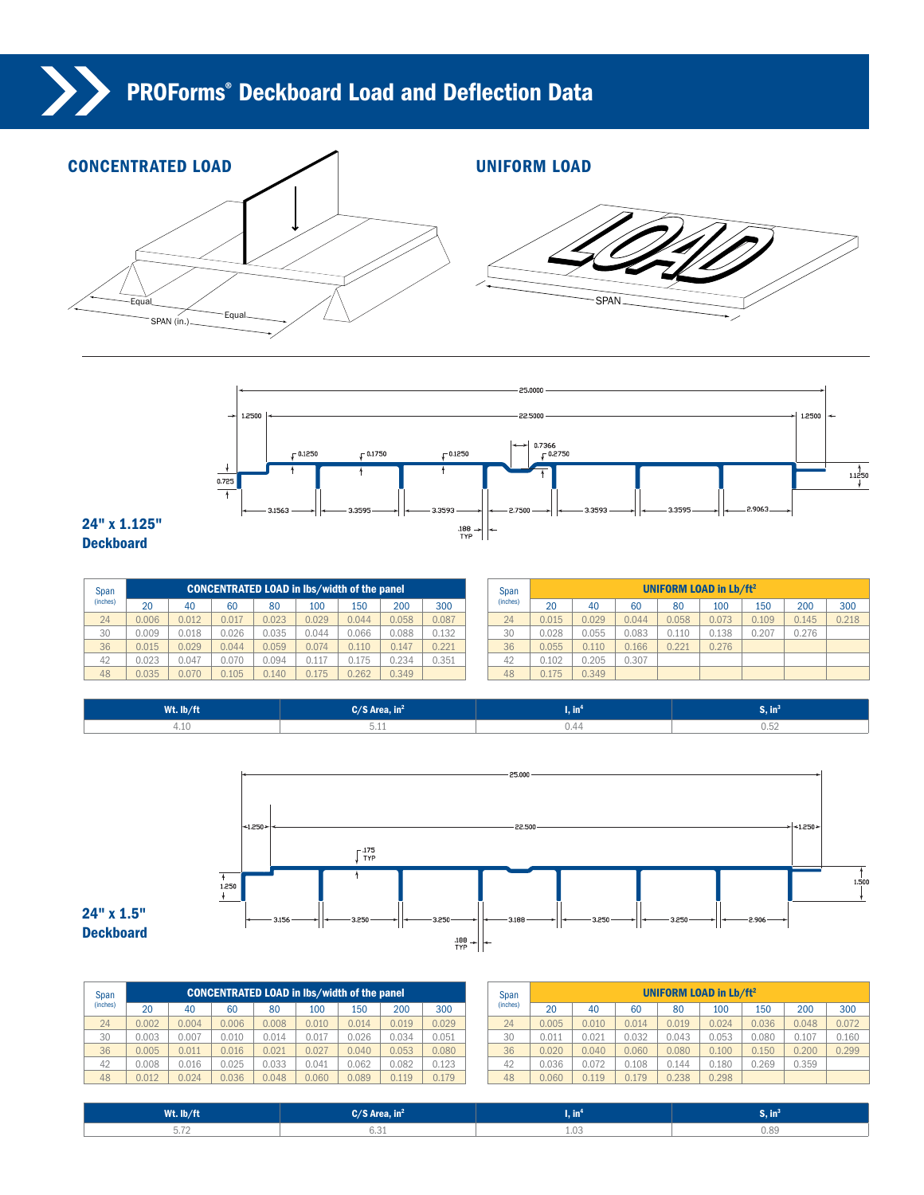# PROForms® Deckboard Load and Deflection Data

## CONCENTRATED LOAD

## UNIFORM LOAD

## 24" x 1.125" Deckboard

| Span (inches) | CONCENTRATED LOAD in lbs/width of the panel | | | | | | | |
|---|---|---|---|---|---|---|---|---|
| | 20 | 40 | 60 | 80 | 100 | 150 | 200 | 300 |
| 24 | 0.006 | 0.012 | 0.017 | 0.023 | 0.029 | 0.044 | 0.058 | 0.087 |
| 30 | 0.009 | 0.018 | 0.026 | 0.035 | 0.044 | 0.066 | 0.088 | 0.132 |
| 36 | 0.015 | 0.029 | 0.044 | 0.059 | 0.074 | 0.110 | 0.147 | 0.221 |
| 42 | 0.023 | 0.047 | 0.070 | 0.094 | 0.117 | 0.175 | 0.234 | 0.351 |
| 48 | 0.035 | 0.070 | 0.105 | 0.140 | 0.175 | 0.262 | 0.349 | |

| Span (inches) | UNIFORM LOAD in Lb/ft² | | | | | | | |
|---|---|---|---|---|---|---|---|---|
| | 20 | 40 | 60 | 80 | 100 | 150 | 200 | 300 |
| 24 | 0.015 | 0.029 | 0.044 | 0.058 | 0.073 | 0.109 | 0.145 | 0.218 |
| 30 | 0.028 | 0.055 | 0.083 | 0.110 | 0.138 | 0.207 | 0.276 | |
| 36 | 0.055 | 0.110 | 0.166 | 0.221 | 0.276 | | | |
| 42 | 0.102 | 0.205 | 0.307 | | | | | |
| 48 | 0.175 | 0.349 | | | | | | |

| Wt. lb/ft | C/S Area, in² | I, in⁴ | S, in³ |
|---|---|---|---|
| 4.10 | 5.11 | 0.44 | 0.52 |

## 24" x 1.5" Deckboard

| Span (inches) | CONCENTRATED LOAD in lbs/width of the panel | | | | | | | |
|---|---|---|---|---|---|---|---|---|
| | 20 | 40 | 60 | 80 | 100 | 150 | 200 | 300 |
| 24 | 0.002 | 0.004 | 0.006 | 0.008 | 0.010 | 0.014 | 0.019 | 0.029 |
| 30 | 0.003 | 0.007 | 0.010 | 0.014 | 0.017 | 0.026 | 0.034 | 0.051 |
| 36 | 0.005 | 0.011 | 0.016 | 0.021 | 0.027 | 0.040 | 0.053 | 0.080 |
| 42 | 0.008 | 0.016 | 0.025 | 0.033 | 0.041 | 0.062 | 0.082 | 0.123 |
| 48 | 0.012 | 0.024 | 0.036 | 0.048 | 0.060 | 0.089 | 0.119 | 0.179 |

| Span (inches) | UNIFORM LOAD in Lb/ft² | | | | | | | |
|---|---|---|---|---|---|---|---|---|
| | 20 | 40 | 60 | 80 | 100 | 150 | 200 | 300 |
| 24 | 0.005 | 0.010 | 0.014 | 0.019 | 0.024 | 0.036 | 0.048 | 0.072 |
| 30 | 0.011 | 0.021 | 0.032 | 0.043 | 0.053 | 0.080 | 0.107 | 0.160 |
| 36 | 0.020 | 0.040 | 0.060 | 0.080 | 0.100 | 0.150 | 0.200 | 0.299 |
| 42 | 0.036 | 0.072 | 0.108 | 0.144 | 0.180 | 0.269 | 0.359 | |
| 48 | 0.060 | 0.119 | 0.179 | 0.238 | 0.298 | | | |

| Wt. lb/ft | C/S Area, in² | I, in⁴ | S, in³ |
|---|---|---|---|
| 5.72 | 6.31 | 1.03 | 0.89 |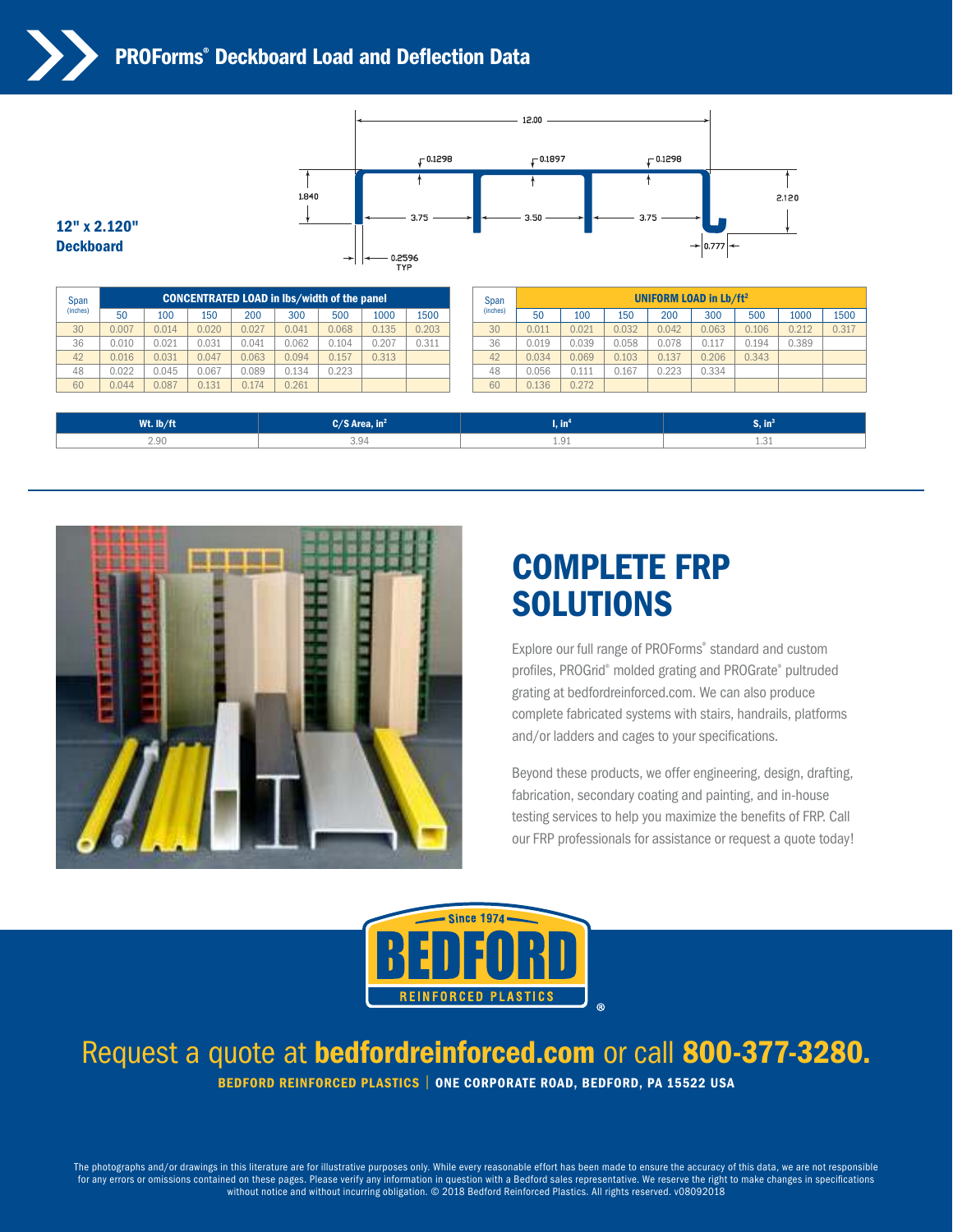# PROForms® Deckboard Load and Deflection Data

## 12" x 2.120" Deckboard

12.00
0.1298
0.1897
0.1298
1.840
2.120
3.75
3.50
3.75
0.777
0.2596 TYP

| Span (inches) | CONCENTRATED LOAD in lbs/width of the panel | | | | | | | |
|---|---|---|---|---|---|---|---|---|
| | 50 | 100 | 150 | 200 | 300 | 500 | 1000 | 1500 |
| 30 | 0.007 | 0.014 | 0.020 | 0.027 | 0.041 | 0.068 | 0.135 | 0.203 |
| 36 | 0.010 | 0.021 | 0.031 | 0.041 | 0.062 | 0.104 | 0.207 | 0.311 |
| 42 | 0.016 | 0.031 | 0.047 | 0.063 | 0.094 | 0.157 | 0.313 | |
| 48 | 0.022 | 0.045 | 0.067 | 0.089 | 0.134 | 0.223 | | |
| 60 | 0.044 | 0.087 | 0.131 | 0.174 | 0.261 | | | |

| Span (inches) | UNIFORM LOAD in Lb/ft² | | | | | | | |
|---|---|---|---|---|---|---|---|---|
| | 50 | 100 | 150 | 200 | 300 | 500 | 1000 | 1500 |
| 30 | 0.011 | 0.021 | 0.032 | 0.042 | 0.063 | 0.106 | 0.212 | 0.317 |
| 36 | 0.019 | 0.039 | 0.058 | 0.078 | 0.117 | 0.194 | 0.389 | |
| 42 | 0.034 | 0.069 | 0.103 | 0.137 | 0.206 | 0.343 | | |
| 48 | 0.056 | 0.111 | 0.167 | 0.223 | 0.334 | | | |
| 60 | 0.136 | 0.272 | | | | | | |

| Wt. lb/ft | C/S Area, in² | I, in⁴ | S, in³ |
|---|---|---|---|
| 2.90 | 3.94 | 1.91 | 1.31 |

# COMPLETE FRP SOLUTIONS

Explore our full range of PROForms® standard and custom profiles, PROGrid® molded grating and PROGrate® pultruded grating at bedfordreinforced.com. We can also produce complete fabricated systems with stairs, handrails, platforms and/or ladders and cages to your specifications.

Beyond these products, we offer engineering, design, drafting, fabrication, secondary coating and painting, and in-house testing services to help you maximize the benefits of FRP. Call our FRP professionals for assistance or request a quote today!

Since 1974
BEDFORD
REINFORCED PLASTICS ®

Request a quote at **bedfordreinforced.com** or call **800-377-3280.**

**BEDFORD REINFORCED PLASTICS | ONE CORPORATE ROAD, BEDFORD, PA 15522 USA**

The photographs and/or drawings in this literature are for illustrative purposes only. While every reasonable effort has been made to ensure the accuracy of this data, we are not responsible for any errors or omissions contained on these pages. Please verify any information in question with a Bedford sales representative. We reserve the right to make changes in specifications without notice and without incurring obligation. © 2018 Bedford Reinforced Plastics. All rights reserved. v08092018